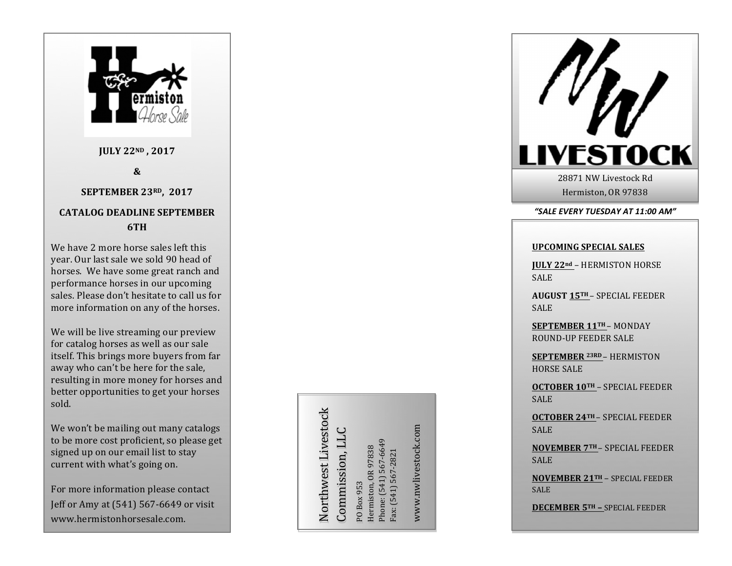Hermiston Horse Sale

**JULY 22ND , 2017**

**&**

**SEPTEMBER 23RD, 2017**

**CATALOG DEADLINE SEPTEMBER 6TH**

We have 2 more horse sales left this year. Our last sale we sold 90 head of horses. We have some great ranch and performance horses in our upcoming sales. Please don't hesitate to call us for more information on any of the horses.

We will be live streaming our preview for catalog horses as well as our sale itself. This brings more buyers from far away who can't be here for the sale, resulting in more money for horses and better opportunities to get your horses sold.

We won't be mailing out many catalogs to be more cost proficient, so please get signed up on our email list to stay current with what's going on.

For more information please contact Jeff or Amy at (541) 567-6649 or visit www.hermistonhorsesale.com.

Northwest Livestock Commission, LLC

PO Box 953
Hermiston, OR 97838
Phone: (541) 567-6649
Fax: (541) 567-2821

www.nwlivestock.com

NW LIVESTOCK

28871 NW Livestock Rd
Hermiston, OR 97838

***"SALE EVERY TUESDAY AT 11:00 AM"***

**UPCOMING SPECIAL SALES**

**JULY 22nd** – HERMISTON HORSE SALE

**AUGUST 15TH** – SPECIAL FEEDER SALE

**SEPTEMBER 11TH** – MONDAY ROUND-UP FEEDER SALE

**SEPTEMBER 23RD** – HERMISTON HORSE SALE

**OCTOBER 10TH** – SPECIAL FEEDER SALE

**OCTOBER 24TH** – SPECIAL FEEDER SALE

**NOVEMBER 7TH** – SPECIAL FEEDER SALE

**NOVEMBER 21TH** – SPECIAL FEEDER SALE

**DECEMBER 5TH –** SPECIAL FEEDER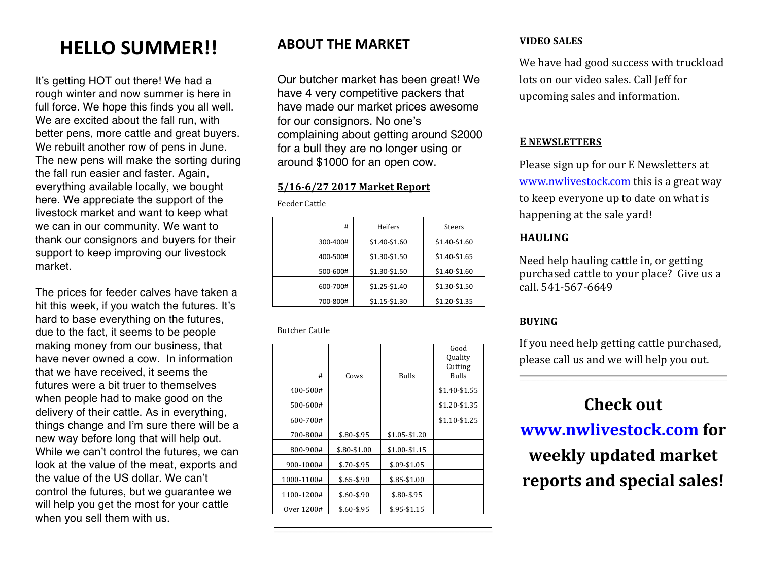# HELLO SUMMER!!

It's getting HOT out there! We had a rough winter and now summer is here in full force. We hope this finds you all well. We are excited about the fall run, with better pens, more cattle and great buyers. We rebuilt another row of pens in June. The new pens will make the sorting during the fall run easier and faster. Again, everything available locally, we bought here. We appreciate the support of the livestock market and want to keep what we can in our community. We want to thank our consignors and buyers for their support to keep improving our livestock market.

The prices for feeder calves have taken a hit this week, if you watch the futures. It's hard to base everything on the futures, due to the fact, it seems to be people making money from our business, that have never owned a cow. In information that we have received, it seems the futures were a bit truer to themselves when people had to make good on the delivery of their cattle. As in everything, things change and I'm sure there will be a new way before long that will help out. While we can't control the futures, we can look at the value of the meat, exports and the value of the US dollar. We can't control the futures, but we guarantee we will help you get the most for your cattle when you sell them with us.

## ABOUT THE MARKET

Our butcher market has been great! We have 4 very competitive packers that have made our market prices awesome for our consignors. No one's complaining about getting around $2000 for a bull they are no longer using or around $1000 for an open cow.

### 5/16-6/27 2017 Market Report

Feeder Cattle

| # | Heifers | Steers |
|---|---|---|
| 300-400# | $1.40-$1.60 | $1.40-$1.60 |
| 400-500# | $1.30-$1.50 | $1.40-$1.65 |
| 500-600# | $1.30-$1.50 | $1.40-$1.60 |
| 600-700# | $1.25-$1.40 | $1.30-$1.50 |
| 700-800# | $1.15-$1.30 | $1.20-$1.35 |

Butcher Cattle

| # | Cows | Bulls | Good Quality Cutting Bulls |
|---|---|---|---|
| 400-500# | | | $1.40-$1.55 |
| 500-600# | | | $1.20-$1.35 |
| 600-700# | | | $1.10-$1.25 |
| 700-800# | $.80-$.95 | $1.05-$1.20 | |
| 800-900# | $.80-$1.00 | $1.00-$1.15 | |
| 900-1000# | $.70-$.95 | $.09-$1.05 | |
| 1000-1100# | $.65-$.90 | $.85-$1.00 | |
| 1100-1200# | $.60-$.90 | $.80-$.95 | |
| Over 1200# | $.60-$.95 | $.95-$1.15 | |

### VIDEO SALES

We have had good success with truckload lots on our video sales. Call Jeff for upcoming sales and information.

### E NEWSLETTERS

Please sign up for our E Newsletters at www.nwlivestock.com this is a great way to keep everyone up to date on what is happening at the sale yard!

### HAULING

Need help hauling cattle in, or getting purchased cattle to your place? Give us a call. 541-567-6649

### BUYING

If you need help getting cattle purchased, please call us and we will help you out.

**Check out www.nwlivestock.com for weekly updated market reports and special sales!**